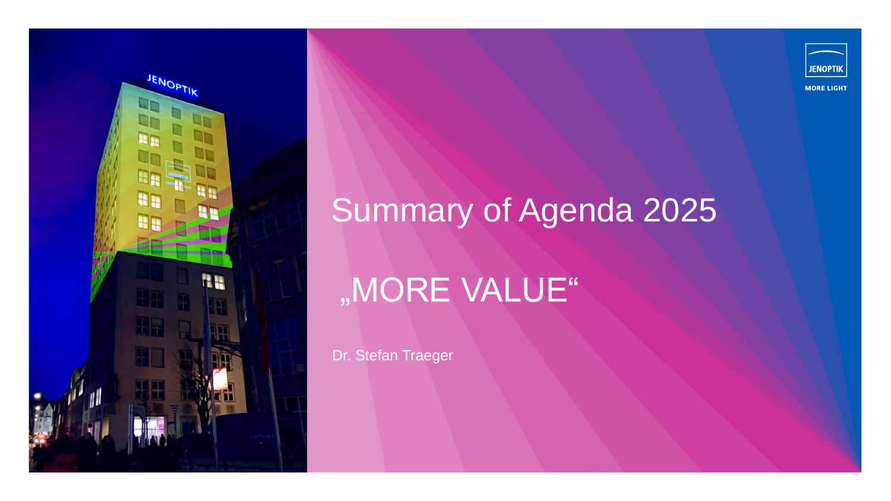# Summary of Agenda 2025

## „MORE VALUE“

Dr. Stefan Traeger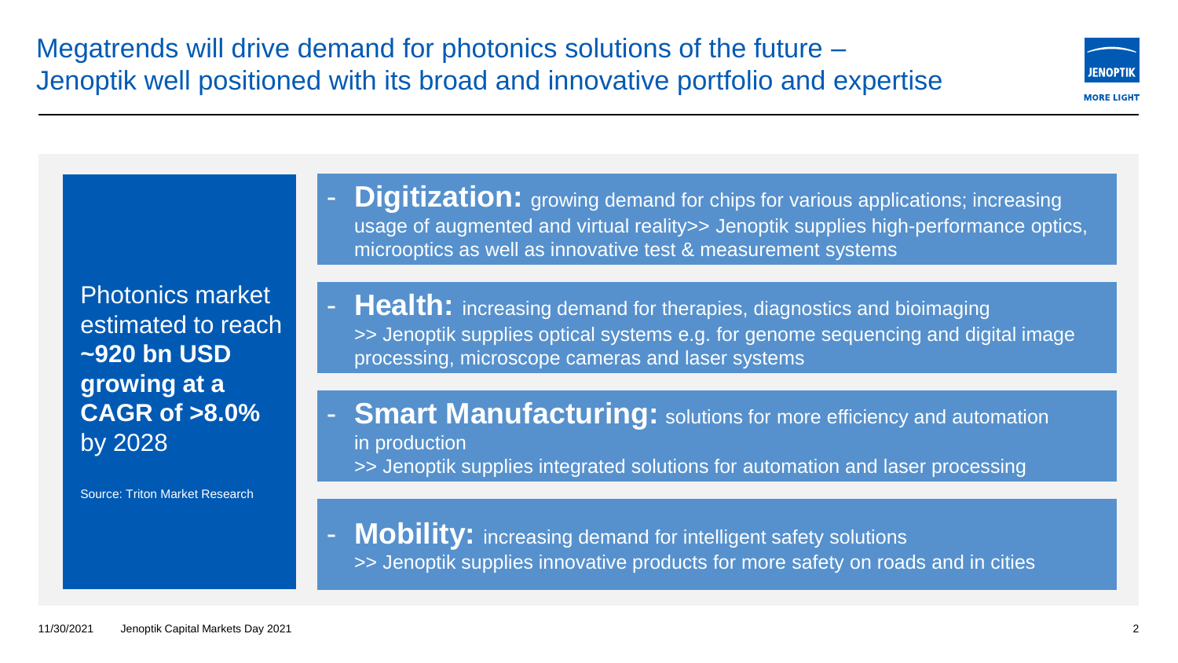# Megatrends will drive demand for photonics solutions of the future – Jenoptik well positioned with its broad and innovative portfolio and expertise

Photonics market estimated to reach **~920 bn USD growing at a CAGR of >8.0%** by 2028

Source: Triton Market Research

- **Digitization:** growing demand for chips for various applications; increasing usage of augmented and virtual reality>> Jenoptik supplies high-performance optics, microoptics as well as innovative test & measurement systems
- **Health:** increasing demand for therapies, diagnostics and bioimaging >> Jenoptik supplies optical systems e.g. for genome sequencing and digital image processing, microscope cameras and laser systems
- **Smart Manufacturing:** solutions for more efficiency and automation in production >> Jenoptik supplies integrated solutions for automation and laser processing
- **Mobility:** increasing demand for intelligent safety solutions >> Jenoptik supplies innovative products for more safety on roads and in cities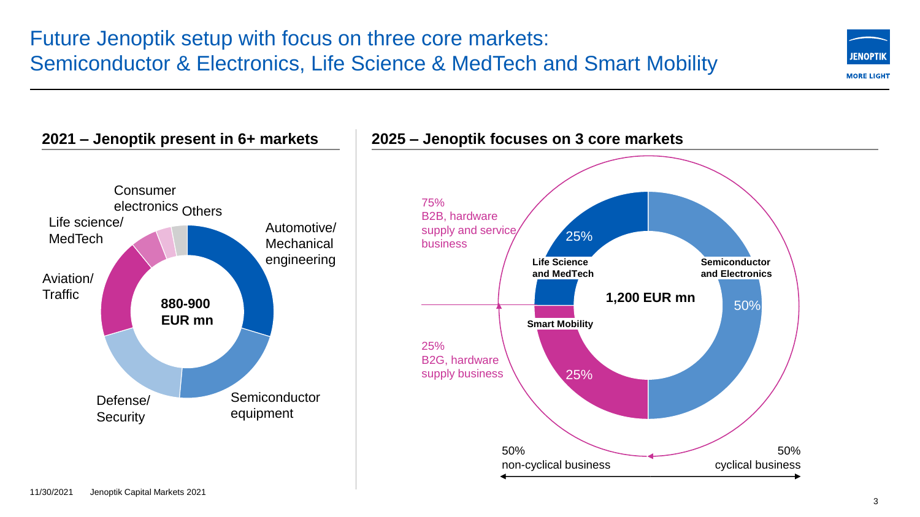# Future Jenoptik setup with focus on three core markets: Semiconductor & Electronics, Life Science & MedTech and Smart Mobility

## 2021 – Jenoptik present in 6+ markets

**880-900 EUR mn**

- Automotive/ Mechanical engineering
- Semiconductor equipment
- Defense/ Security
- Aviation/ Traffic
- Life science/ MedTech
- Consumer electronics
- Others

## 2025 – Jenoptik focuses on 3 core markets

**1,200 EUR mn**

- **Semiconductor and Electronics** 50%
- **Life Science and MedTech** 25%
- **Smart Mobility** 25%

75% B2B, hardware supply and service business

25% B2G, hardware supply business

50% non-cyclical business

50% cyclical business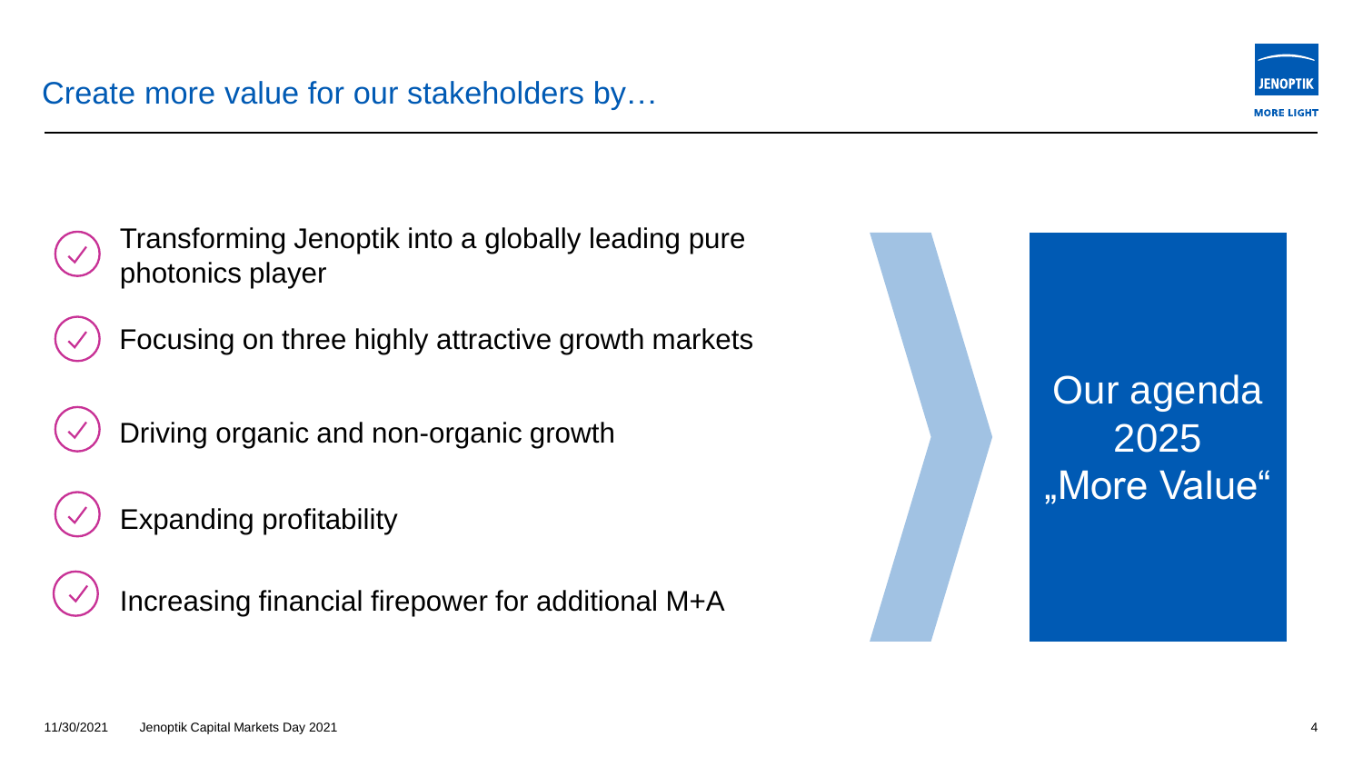# Create more value for our stakeholders by…

- Transforming Jenoptik into a globally leading pure photonics player
- Focusing on three highly attractive growth markets
- Driving organic and non-organic growth
- Expanding profitability
- Increasing financial firepower for additional M+A

Our agenda 2025 „More Value“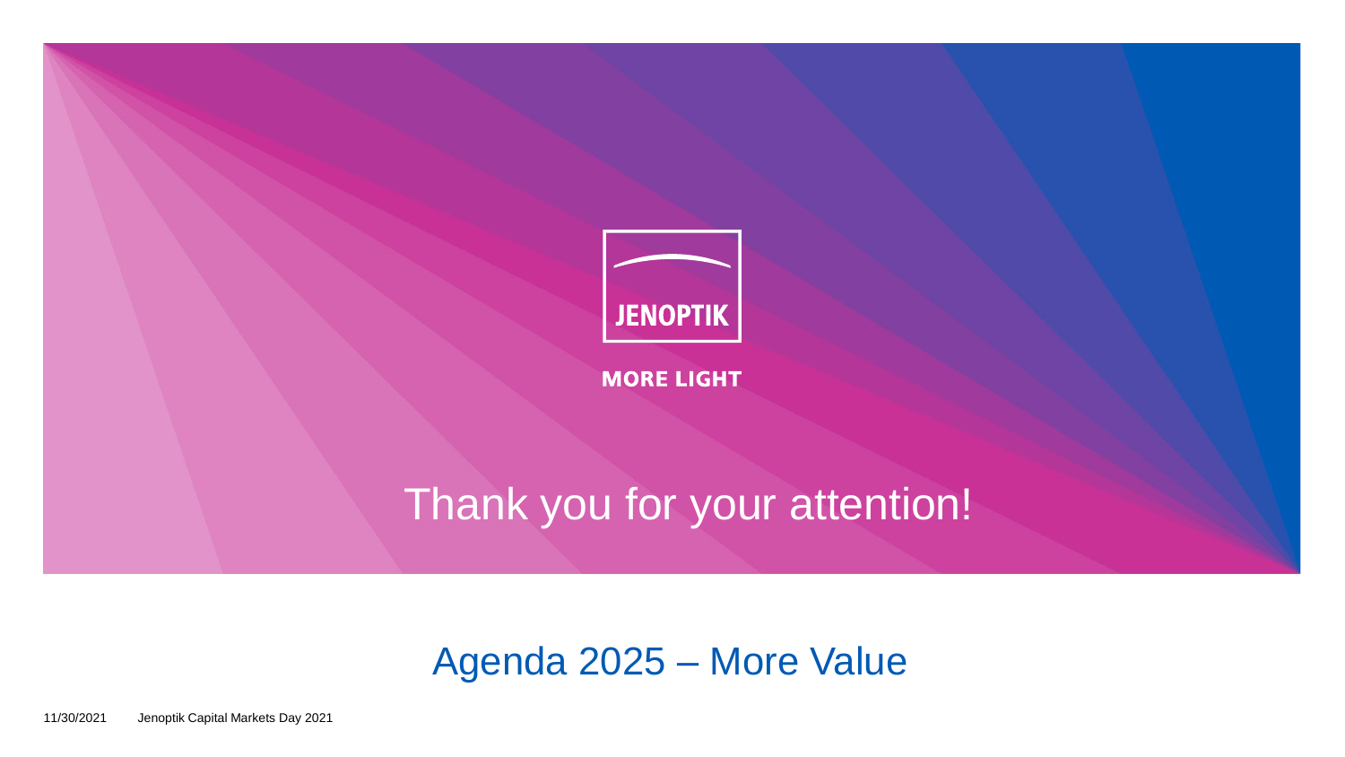JENOPTIK

MORE LIGHT

# Thank you for your attention!

## Agenda 2025 – More Value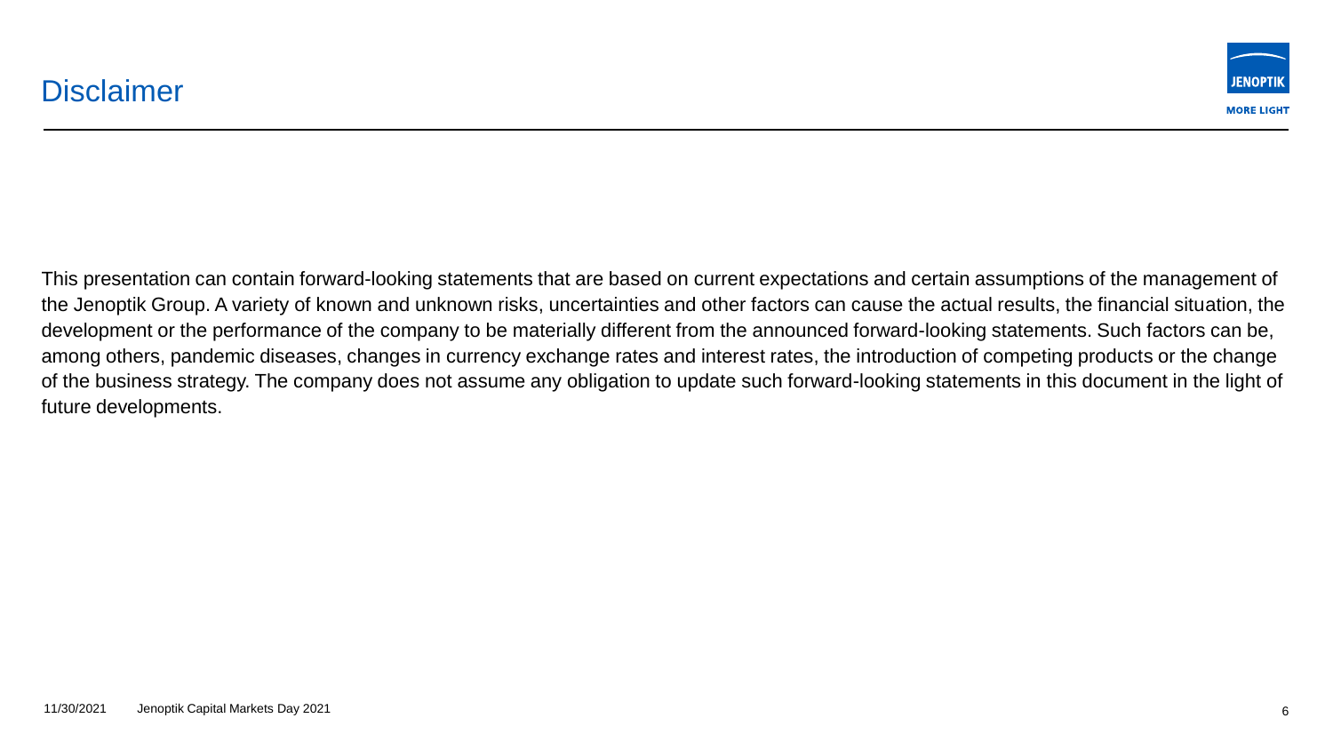# Disclaimer

This presentation can contain forward-looking statements that are based on current expectations and certain assumptions of the management of the Jenoptik Group. A variety of known and unknown risks, uncertainties and other factors can cause the actual results, the financial situation, the development or the performance of the company to be materially different from the announced forward-looking statements. Such factors can be, among others, pandemic diseases, changes in currency exchange rates and interest rates, the introduction of competing products or the change of the business strategy. The company does not assume any obligation to update such forward-looking statements in this document in the light of future developments.